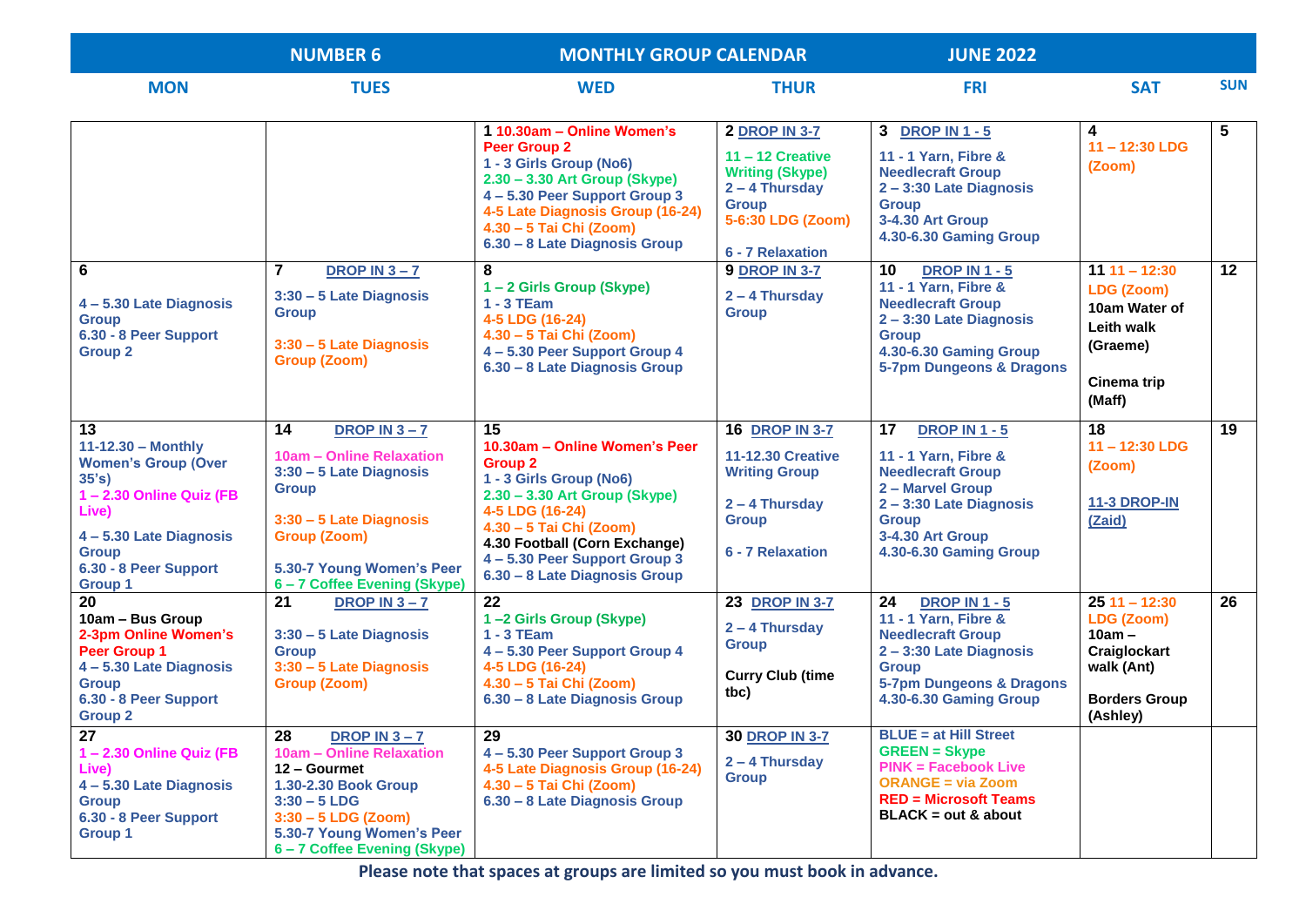# NUMBER 6 — MONTHLY GROUP CALENDAR — JUNE 2022

| MON | TUES | WED | THUR | FRI | SAT | SUN |
|---|---|---|---|---|---|---|
| | | **1** 10.30am – Online Women's Peer Group 2<br>1 - 3 Girls Group (No6)<br>2.30 – 3.30 Art Group (Skype)<br>4 – 5.30 Peer Support Group 3<br>4-5 Late Diagnosis Group (16-24)<br>4.30 – 5 Tai Chi (Zoom)<br>6.30 – 8 Late Diagnosis Group | **2** DROP IN 3-7<br>11 – 12 Creative Writing (Skype)<br>2 – 4 Thursday Group<br>5-6:30 LDG (Zoom)<br>6 - 7 Relaxation | **3** DROP IN 1 - 5<br>11 - 1 Yarn, Fibre & Needlecraft Group<br>2 – 3:30 Late Diagnosis Group<br>3-4.30 Art Group<br>4.30-6.30 Gaming Group | **4**<br>11 – 12:30 LDG (Zoom) | **5** |
| **6**<br>4 – 5.30 Late Diagnosis Group<br>6.30 - 8 Peer Support Group 2 | **7** DROP IN 3 – 7<br>3:30 – 5 Late Diagnosis Group<br>3:30 – 5 Late Diagnosis Group (Zoom) | **8**<br>1 – 2 Girls Group (Skype)<br>1 - 3 TEam<br>4-5 LDG (16-24)<br>4.30 – 5 Tai Chi (Zoom)<br>4 – 5.30 Peer Support Group 4<br>6.30 – 8 Late Diagnosis Group | **9** DROP IN 3-7<br>2 – 4 Thursday Group | **10** DROP IN 1 - 5<br>11 - 1 Yarn, Fibre & Needlecraft Group<br>2 – 3:30 Late Diagnosis Group<br>4.30-6.30 Gaming Group<br>5-7pm Dungeons & Dragons | **11** 11 – 12:30 LDG (Zoom)<br>10am Water of Leith walk (Graeme)<br>Cinema trip (Maff) | **12** |
| **13**<br>11-12.30 – Monthly Women's Group (Over 35's)<br>1 – 2.30 Online Quiz (FB Live)<br>4 – 5.30 Late Diagnosis Group<br>6.30 - 8 Peer Support Group 1 | **14** DROP IN 3 – 7<br>10am – Online Relaxation<br>3:30 – 5 Late Diagnosis Group<br>3:30 – 5 Late Diagnosis Group (Zoom)<br>5.30-7 Young Women's Peer<br>6 – 7 Coffee Evening (Skype) | **15**<br>10.30am – Online Women's Peer Group 2<br>1 - 3 Girls Group (No6)<br>2.30 – 3.30 Art Group (Skype)<br>4-5 LDG (16-24)<br>4.30 – 5 Tai Chi (Zoom)<br>4.30 Football (Corn Exchange)<br>4 – 5.30 Peer Support Group 3<br>6.30 – 8 Late Diagnosis Group | **16** DROP IN 3-7<br>11-12.30 Creative Writing Group<br>2 – 4 Thursday Group<br>6 - 7 Relaxation | **17** DROP IN 1 - 5<br>11 - 1 Yarn, Fibre & Needlecraft Group<br>2 – Marvel Group<br>2 – 3:30 Late Diagnosis Group<br>3-4.30 Art Group<br>4.30-6.30 Gaming Group | **18**<br>11 – 12:30 LDG (Zoom)<br>11-3 DROP-IN (Zaid) | **19** |
| **20**<br>10am – Bus Group<br>2-3pm Online Women's Peer Group 1<br>4 – 5.30 Late Diagnosis Group<br>6.30 - 8 Peer Support Group 2 | **21** DROP IN 3 – 7<br>3:30 – 5 Late Diagnosis Group<br>3:30 – 5 Late Diagnosis Group (Zoom) | **22**<br>1 –2 Girls Group (Skype)<br>1 - 3 TEam<br>4 – 5.30 Peer Support Group 4<br>4-5 LDG (16-24)<br>4.30 – 5 Tai Chi (Zoom)<br>6.30 – 8 Late Diagnosis Group | **23** DROP IN 3-7<br>2 – 4 Thursday Group<br>Curry Club (time tbc) | **24** DROP IN 1 - 5<br>11 - 1 Yarn, Fibre & Needlecraft Group<br>2 – 3:30 Late Diagnosis Group<br>5-7pm Dungeons & Dragons<br>4.30-6.30 Gaming Group | **25** 11 – 12:30 LDG (Zoom)<br>10am – Craiglockart walk (Ant)<br>Borders Group (Ashley) | **26** |
| **27**<br>1 – 2.30 Online Quiz (FB Live)<br>4 – 5.30 Late Diagnosis Group<br>6.30 - 8 Peer Support Group 1 | **28** DROP IN 3 – 7<br>10am – Online Relaxation<br>12 – Gourmet<br>1.30-2.30 Book Group<br>3:30 – 5 LDG<br>3:30 – 5 LDG (Zoom)<br>5.30-7 Young Women's Peer<br>6 – 7 Coffee Evening (Skype) | **29**<br>4 – 5.30 Peer Support Group 3<br>4-5 Late Diagnosis Group (16-24)<br>4.30 – 5 Tai Chi (Zoom)<br>6.30 – 8 Late Diagnosis Group | **30** DROP IN 3-7<br>2 – 4 Thursday Group | BLUE = at Hill Street<br>GREEN = Skype<br>PINK = Facebook Live<br>ORANGE = via Zoom<br>RED = Microsoft Teams<br>BLACK = out & about | | |

**Please note that spaces at groups are limited so you must book in advance.**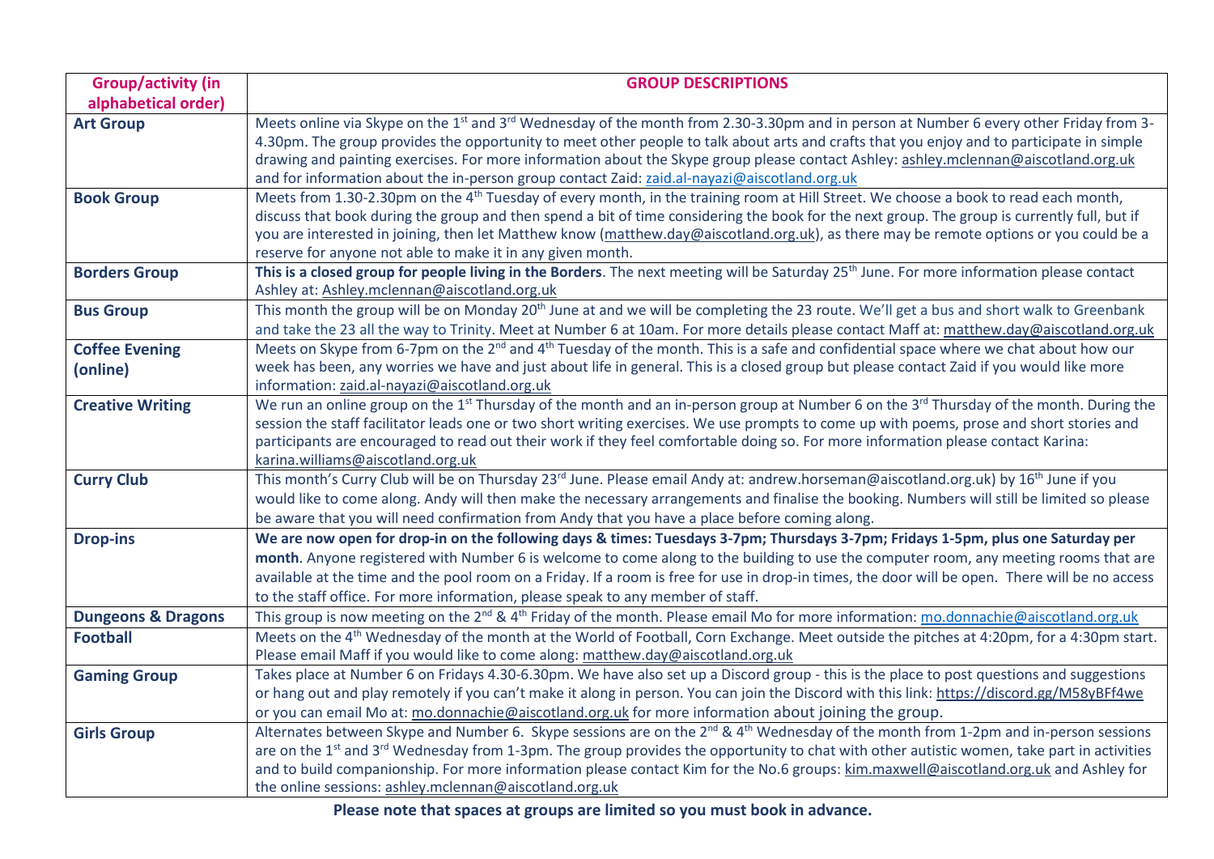| Group/activity (in alphabetical order) | GROUP DESCRIPTIONS |
|---|---|
| **Art Group** | Meets online via Skype on the 1st and 3rd Wednesday of the month from 2.30-3.30pm and in person at Number 6 every other Friday from 3-4.30pm. The group provides the opportunity to meet other people to talk about arts and crafts that you enjoy and to participate in simple drawing and painting exercises. For more information about the Skype group please contact Ashley: ashley.mclennan@aiscotland.org.uk and for information about the in-person group contact Zaid: zaid.al-nayazi@aiscotland.org.uk |
| **Book Group** | Meets from 1.30-2.30pm on the 4th Tuesday of every month, in the training room at Hill Street. We choose a book to read each month, discuss that book during the group and then spend a bit of time considering the book for the next group. The group is currently full, but if you are interested in joining, then let Matthew know (matthew.day@aiscotland.org.uk), as there may be remote options or you could be a reserve for anyone not able to make it in any given month. |
| **Borders Group** | **This is a closed group for people living in the Borders**. The next meeting will be Saturday 25th June. For more information please contact Ashley at: Ashley.mclennan@aiscotland.org.uk |
| **Bus Group** | This month the group will be on Monday 20th June at and we will be completing the 23 route. We'll get a bus and short walk to Greenbank and take the 23 all the way to Trinity. Meet at Number 6 at 10am. For more details please contact Maff at: matthew.day@aiscotland.org.uk |
| **Coffee Evening (online)** | Meets on Skype from 6-7pm on the 2nd and 4th Tuesday of the month. This is a safe and confidential space where we chat about how our week has been, any worries we have and just about life in general. This is a closed group but please contact Zaid if you would like more information: zaid.al-nayazi@aiscotland.org.uk |
| **Creative Writing** | We run an online group on the 1st Thursday of the month and an in-person group at Number 6 on the 3rd Thursday of the month. During the session the staff facilitator leads one or two short writing exercises. We use prompts to come up with poems, prose and short stories and participants are encouraged to read out their work if they feel comfortable doing so. For more information please contact Karina: karina.williams@aiscotland.org.uk |
| **Curry Club** | This month's Curry Club will be on Thursday 23rd June. Please email Andy at: andrew.horseman@aiscotland.org.uk) by 16th June if you would like to come along. Andy will then make the necessary arrangements and finalise the booking. Numbers will still be limited so please be aware that you will need confirmation from Andy that you have a place before coming along. |
| **Drop-ins** | **We are now open for drop-in on the following days & times: Tuesdays 3-7pm; Thursdays 3-7pm; Fridays 1-5pm, plus one Saturday per month**. Anyone registered with Number 6 is welcome to come along to the building to use the computer room, any meeting rooms that are available at the time and the pool room on a Friday. If a room is free for use in drop-in times, the door will be open. There will be no access to the staff office. For more information, please speak to any member of staff. |
| **Dungeons & Dragons** | This group is now meeting on the 2nd & 4th Friday of the month. Please email Mo for more information: mo.donnachie@aiscotland.org.uk |
| **Football** | Meets on the 4th Wednesday of the month at the World of Football, Corn Exchange. Meet outside the pitches at 4:20pm, for a 4:30pm start. Please email Maff if you would like to come along: matthew.day@aiscotland.org.uk |
| **Gaming Group** | Takes place at Number 6 on Fridays 4.30-6.30pm. We have also set up a Discord group - this is the place to post questions and suggestions or hang out and play remotely if you can't make it along in person. You can join the Discord with this link: https://discord.gg/M58yBFf4we or you can email Mo at: mo.donnachie@aiscotland.org.uk for more information about joining the group. |
| **Girls Group** | Alternates between Skype and Number 6. Skype sessions are on the 2nd & 4th Wednesday of the month from 1-2pm and in-person sessions are on the 1st and 3rd Wednesday from 1-3pm. The group provides the opportunity to chat with other autistic women, take part in activities and to build companionship. For more information please contact Kim for the No.6 groups: kim.maxwell@aiscotland.org.uk and Ashley for the online sessions: ashley.mclennan@aiscotland.org.uk |

**Please note that spaces at groups are limited so you must book in advance.**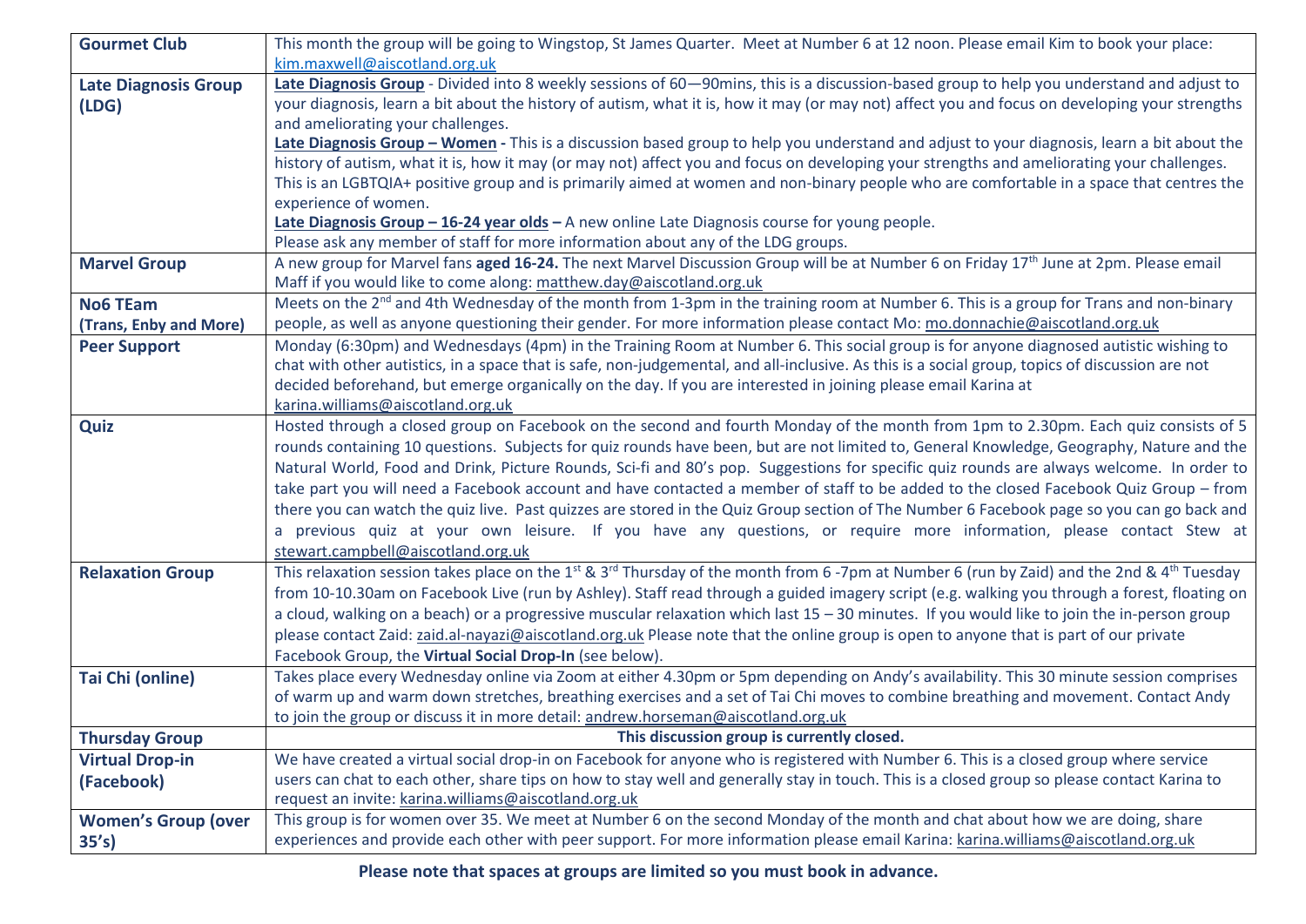| | |
|---|---|
| **Gourmet Club** | This month the group will be going to Wingstop, St James Quarter. Meet at Number 6 at 12 noon. Please email Kim to book your place: kim.maxwell@aiscotland.org.uk |
| **Late Diagnosis Group (LDG)** | **Late Diagnosis Group** - Divided into 8 weekly sessions of 60—90mins, this is a discussion-based group to help you understand and adjust to your diagnosis, learn a bit about the history of autism, what it is, how it may (or may not) affect you and focus on developing your strengths and ameliorating your challenges.<br>**Late Diagnosis Group – Women -** This is a discussion based group to help you understand and adjust to your diagnosis, learn a bit about the history of autism, what it is, how it may (or may not) affect you and focus on developing your strengths and ameliorating your challenges. This is an LGBTQIA+ positive group and is primarily aimed at women and non-binary people who are comfortable in a space that centres the experience of women.<br>**Late Diagnosis Group – 16-24 year olds –** A new online Late Diagnosis course for young people.<br>Please ask any member of staff for more information about any of the LDG groups. |
| **Marvel Group** | A new group for Marvel fans **aged 16-24.** The next Marvel Discussion Group will be at Number 6 on Friday 17th June at 2pm. Please email Maff if you would like to come along: matthew.day@aiscotland.org.uk |
| **No6 TEam (Trans, Enby and More)** | Meets on the 2nd and 4th Wednesday of the month from 1-3pm in the training room at Number 6. This is a group for Trans and non-binary people, as well as anyone questioning their gender. For more information please contact Mo: mo.donnachie@aiscotland.org.uk |
| **Peer Support** | Monday (6:30pm) and Wednesdays (4pm) in the Training Room at Number 6. This social group is for anyone diagnosed autistic wishing to chat with other autistics, in a space that is safe, non-judgemental, and all-inclusive. As this is a social group, topics of discussion are not decided beforehand, but emerge organically on the day. If you are interested in joining please email Karina at karina.williams@aiscotland.org.uk |
| **Quiz** | Hosted through a closed group on Facebook on the second and fourth Monday of the month from 1pm to 2.30pm. Each quiz consists of 5 rounds containing 10 questions. Subjects for quiz rounds have been, but are not limited to, General Knowledge, Geography, Nature and the Natural World, Food and Drink, Picture Rounds, Sci-fi and 80's pop. Suggestions for specific quiz rounds are always welcome. In order to take part you will need a Facebook account and have contacted a member of staff to be added to the closed Facebook Quiz Group – from there you can watch the quiz live. Past quizzes are stored in the Quiz Group section of The Number 6 Facebook page so you can go back and a previous quiz at your own leisure. If you have any questions, or require more information, please contact Stew at stewart.campbell@aiscotland.org.uk |
| **Relaxation Group** | This relaxation session takes place on the 1st & 3rd Thursday of the month from 6 -7pm at Number 6 (run by Zaid) and the 2nd & 4th Tuesday from 10-10.30am on Facebook Live (run by Ashley). Staff read through a guided imagery script (e.g. walking you through a forest, floating on a cloud, walking on a beach) or a progressive muscular relaxation which last 15 – 30 minutes. If you would like to join the in-person group please contact Zaid: zaid.al-nayazi@aiscotland.org.uk Please note that the online group is open to anyone that is part of our private Facebook Group, the **Virtual Social Drop-In** (see below). |
| **Tai Chi (online)** | Takes place every Wednesday online via Zoom at either 4.30pm or 5pm depending on Andy's availability. This 30 minute session comprises of warm up and warm down stretches, breathing exercises and a set of Tai Chi moves to combine breathing and movement. Contact Andy to join the group or discuss it in more detail: andrew.horseman@aiscotland.org.uk |
| **Thursday Group** | **This discussion group is currently closed.** |
| **Virtual Drop-in (Facebook)** | We have created a virtual social drop-in on Facebook for anyone who is registered with Number 6. This is a closed group where service users can chat to each other, share tips on how to stay well and generally stay in touch. This is a closed group so please contact Karina to request an invite: karina.williams@aiscotland.org.uk |
| **Women's Group (over 35's)** | This group is for women over 35. We meet at Number 6 on the second Monday of the month and chat about how we are doing, share experiences and provide each other with peer support. For more information please email Karina: karina.williams@aiscotland.org.uk |

**Please note that spaces at groups are limited so you must book in advance.**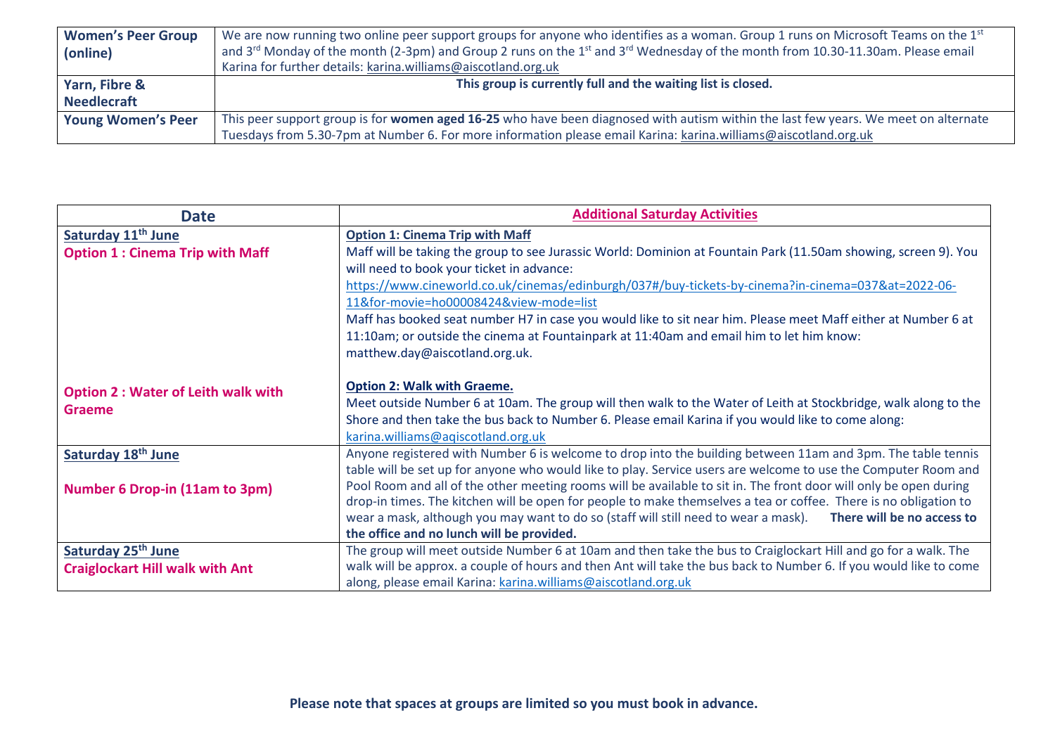| | |
|---|---|
| **Women's Peer Group (online)** | We are now running two online peer support groups for anyone who identifies as a woman. Group 1 runs on Microsoft Teams on the 1st and 3rd Monday of the month (2-3pm) and Group 2 runs on the 1st and 3rd Wednesday of the month from 10.30-11.30am. Please email Karina for further details: karina.williams@aiscotland.org.uk |
| **Yarn, Fibre & Needlecraft** | **This group is currently full and the waiting list is closed.** |
| **Young Women's Peer** | This peer support group is for **women aged 16-25** who have been diagnosed with autism within the last few years. We meet on alternate Tuesdays from 5.30-7pm at Number 6. For more information please email Karina: karina.williams@aiscotland.org.uk |

| Date | Additional Saturday Activities |
|---|---|
| **Saturday 11th June** <br> **Option 1 : Cinema Trip with Maff** <br><br> **Option 2 : Water of Leith walk with Graeme** | **Option 1: Cinema Trip with Maff** <br> Maff will be taking the group to see Jurassic World: Dominion at Fountain Park (11.50am showing, screen 9). You will need to book your ticket in advance: https://www.cineworld.co.uk/cinemas/edinburgh/037#/buy-tickets-by-cinema?in-cinema=037&at=2022-06-11&for-movie=ho00008424&view-mode=list <br> Maff has booked seat number H7 in case you would like to sit near him. Please meet Maff either at Number 6 at 11:10am; or outside the cinema at Fountainpark at 11:40am and email him to let him know: matthew.day@aiscotland.org.uk. <br><br> **Option 2: Walk with Graeme.** <br> Meet outside Number 6 at 10am. The group will then walk to the Water of Leith at Stockbridge, walk along to the Shore and then take the bus back to Number 6. Please email Karina if you would like to come along: karina.williams@aqiscotland.org.uk |
| **Saturday 18th June** <br><br> **Number 6 Drop-in (11am to 3pm)** | Anyone registered with Number 6 is welcome to drop into the building between 11am and 3pm. The table tennis table will be set up for anyone who would like to play. Service users are welcome to use the Computer Room and Pool Room and all of the other meeting rooms will be available to sit in. The front door will only be open during drop-in times. The kitchen will be open for people to make themselves a tea or coffee. There is no obligation to wear a mask, although you may want to do so (staff will still need to wear a mask). **There will be no access to the office and no lunch will be provided.** |
| **Saturday 25th June** <br> **Craiglockart Hill walk with Ant** | The group will meet outside Number 6 at 10am and then take the bus to Craiglockart Hill and go for a walk. The walk will be approx. a couple of hours and then Ant will take the bus back to Number 6. If you would like to come along, please email Karina: karina.williams@aiscotland.org.uk |

**Please note that spaces at groups are limited so you must book in advance.**